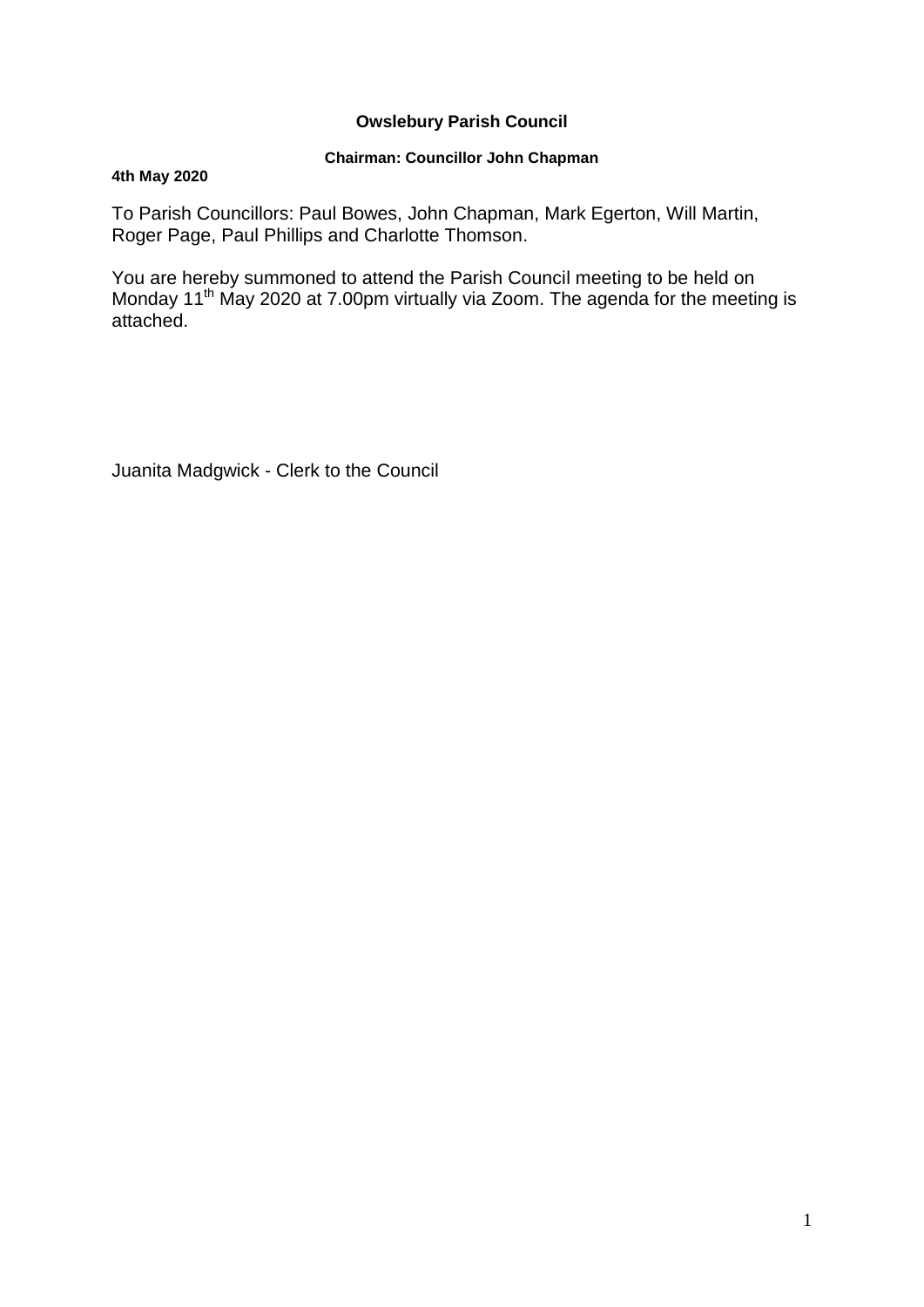**Owslebury Parish Council**

**Chairman: Councillor John Chapman**

**4th May 2020**

To Parish Councillors: Paul Bowes, John Chapman, Mark Egerton, Will Martin, Roger Page, Paul Phillips and Charlotte Thomson.

You are hereby summoned to attend the Parish Council meeting to be held on Monday 11th May 2020 at 7.00pm virtually via Zoom. The agenda for the meeting is attached.

Juanita Madgwick - Clerk to the Council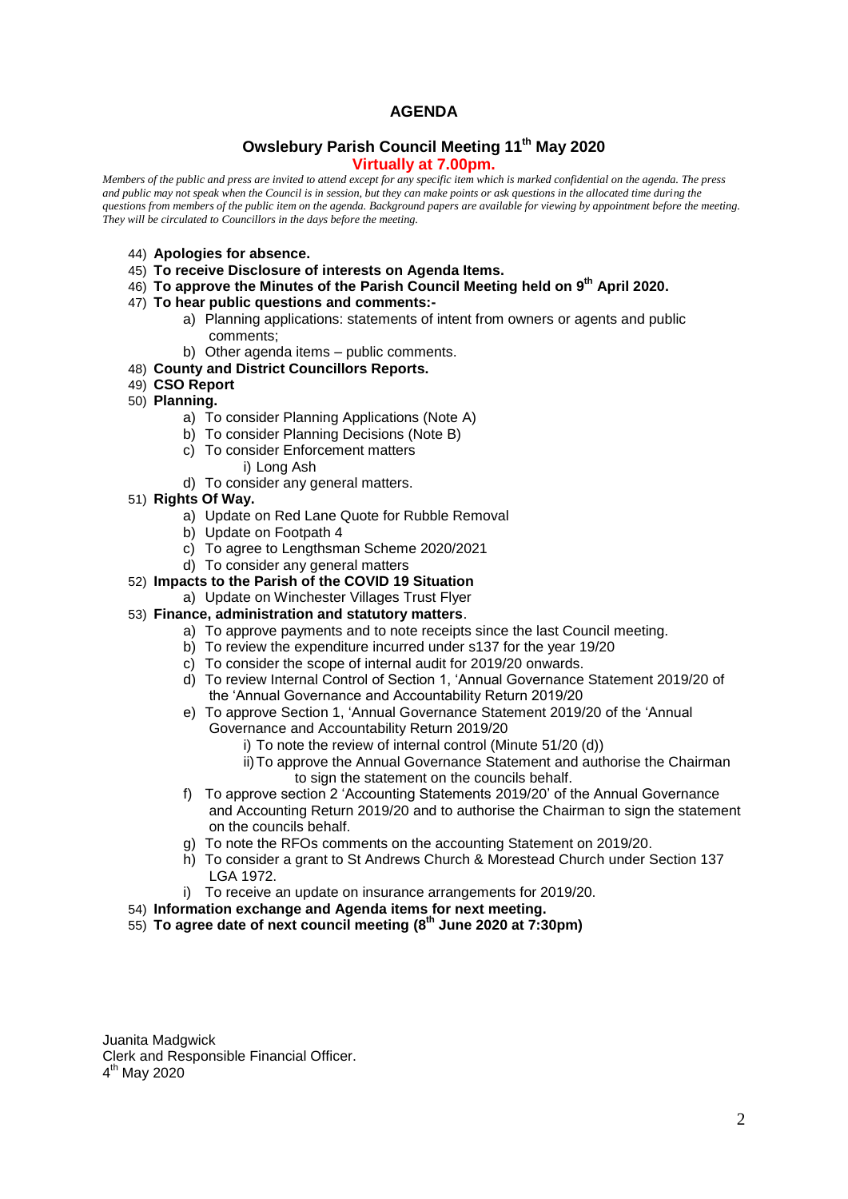# AGENDA

## Owslebury Parish Council Meeting 11th May 2020

**Virtually at 7.00pm.**

*Members of the public and press are invited to attend except for any specific item which is marked confidential on the agenda. The press and public may not speak when the Council is in session, but they can make points or ask questions in the allocated time during the questions from members of the public item on the agenda. Background papers are available for viewing by appointment before the meeting. They will be circulated to Councillors in the days before the meeting.*

44) **Apologies for absence.**
45) **To receive Disclosure of interests on Agenda Items.**
46) **To approve the Minutes of the Parish Council Meeting held on 9th April 2020.**
47) **To hear public questions and comments:-**
    a) Planning applications: statements of intent from owners or agents and public comments;
    b) Other agenda items – public comments.
48) **County and District Councillors Reports.**
49) **CSO Report**
50) **Planning.**
    a) To consider Planning Applications (Note A)
    b) To consider Planning Decisions (Note B)
    c) To consider Enforcement matters
        i) Long Ash
    d) To consider any general matters.
51) **Rights Of Way.**
    a) Update on Red Lane Quote for Rubble Removal
    b) Update on Footpath 4
    c) To agree to Lengthsman Scheme 2020/2021
    d) To consider any general matters
52) **Impacts to the Parish of the COVID 19 Situation**
    a) Update on Winchester Villages Trust Flyer
53) **Finance, administration and statutory matters**.
    a) To approve payments and to note receipts since the last Council meeting.
    b) To review the expenditure incurred under s137 for the year 19/20
    c) To consider the scope of internal audit for 2019/20 onwards.
    d) To review Internal Control of Section 1, 'Annual Governance Statement 2019/20 of the 'Annual Governance and Accountability Return 2019/20
    e) To approve Section 1, 'Annual Governance Statement 2019/20 of the 'Annual Governance and Accountability Return 2019/20
        i) To note the review of internal control (Minute 51/20 (d))
        ii) To approve the Annual Governance Statement and authorise the Chairman to sign the statement on the councils behalf.
    f) To approve section 2 'Accounting Statements 2019/20' of the Annual Governance and Accounting Return 2019/20 and to authorise the Chairman to sign the statement on the councils behalf.
    g) To note the RFOs comments on the accounting Statement on 2019/20.
    h) To consider a grant to St Andrews Church & Morestead Church under Section 137 LGA 1972.
    i) To receive an update on insurance arrangements for 2019/20.
54) **Information exchange and Agenda items for next meeting.**
55) **To agree date of next council meeting (8th June 2020 at 7:30pm)**

Juanita Madgwick
Clerk and Responsible Financial Officer.
4th May 2020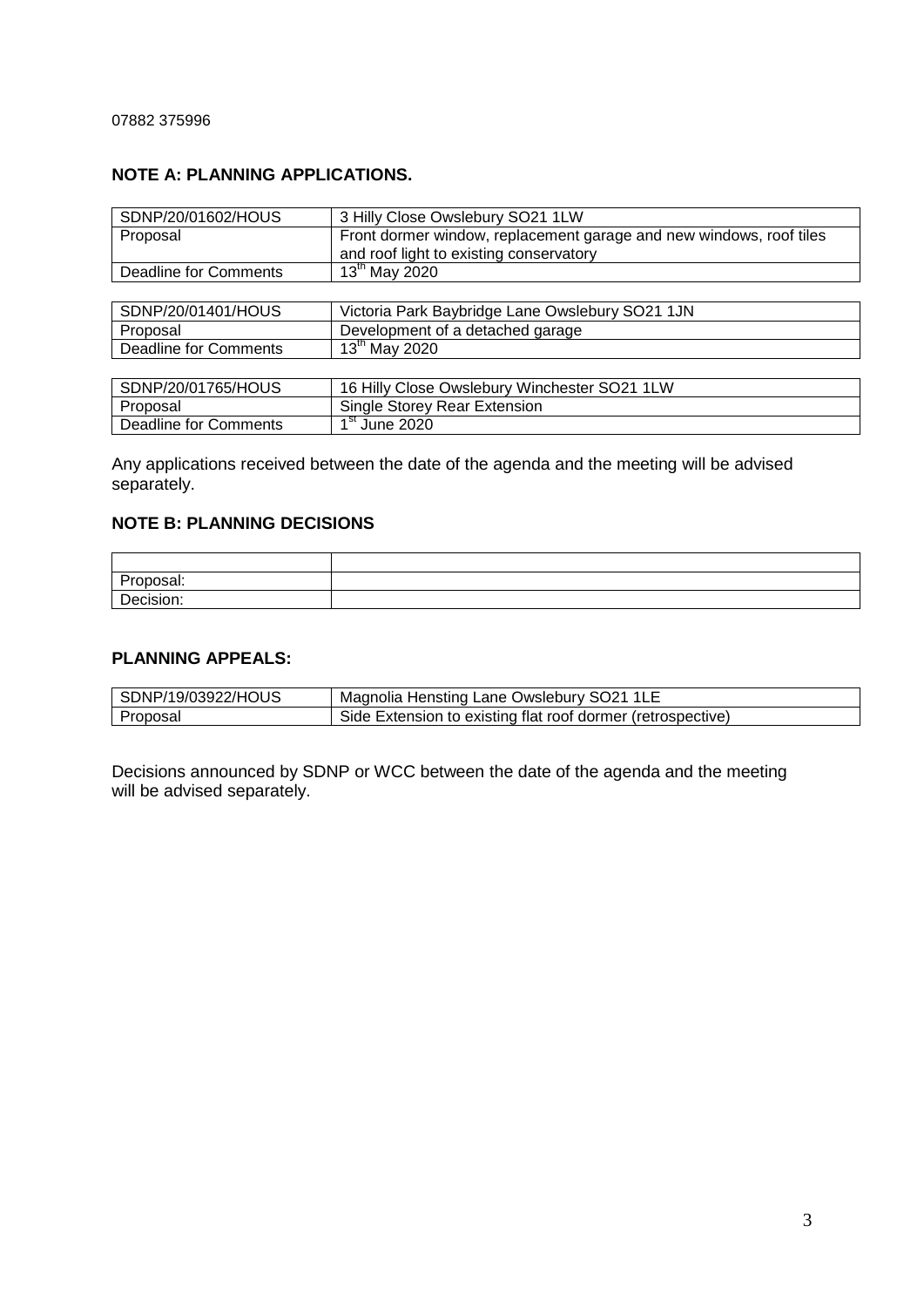07882 375996

### NOTE A: PLANNING APPLICATIONS.

| | |
|---|---|
| SDNP/20/01602/HOUS | 3 Hilly Close Owslebury SO21 1LW |
| Proposal | Front dormer window, replacement garage and new windows, roof tiles and roof light to existing conservatory |
| Deadline for Comments | 13th May 2020 |

| | |
|---|---|
| SDNP/20/01401/HOUS | Victoria Park Baybridge Lane Owslebury SO21 1JN |
| Proposal | Development of a detached garage |
| Deadline for Comments | 13th May 2020 |

| | |
|---|---|
| SDNP/20/01765/HOUS | 16 Hilly Close Owslebury Winchester SO21 1LW |
| Proposal | Single Storey Rear Extension |
| Deadline for Comments | 1st June 2020 |

Any applications received between the date of the agenda and the meeting will be advised separately.

### NOTE B: PLANNING DECISIONS

| | |
|---|---|
| | |
| Proposal: | |
| Decision: | |

### PLANNING APPEALS:

| | |
|---|---|
| SDNP/19/03922/HOUS | Magnolia Hensting Lane Owslebury SO21 1LE |
| Proposal | Side Extension to existing flat roof dormer (retrospective) |

Decisions announced by SDNP or WCC between the date of the agenda and the meeting will be advised separately.